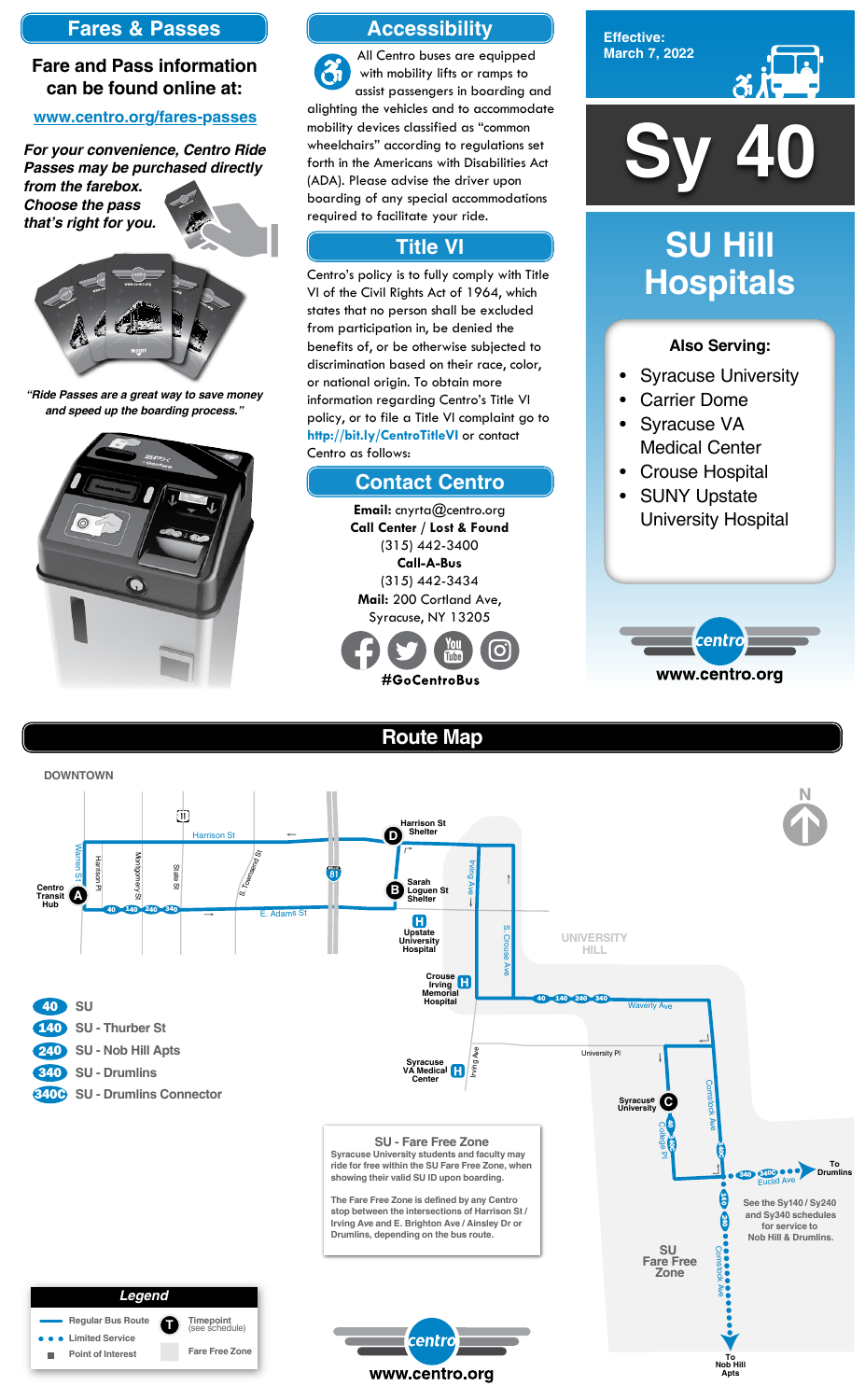## Fares & Passes

**Fare and Pass information can be found online at:**

www.centro.org/fares-passes

*For your convenience, Centro Ride Passes may be purchased directly from the farebox. Choose the pass that's right for you.*

*"Ride Passes are a great way to save money and speed up the boarding process."*

## Accessibility

All Centro buses are equipped with mobility lifts or ramps to assist passengers in boarding and alighting the vehicles and to accommodate mobility devices classified as "common wheelchairs" according to regulations set forth in the Americans with Disabilities Act (ADA). Please advise the driver upon boarding of any special accommodations required to facilitate your ride.

## Title VI

Centro's policy is to fully comply with Title VI of the Civil Rights Act of 1964, which states that no person shall be excluded from participation in, be denied the benefits of, or be otherwise subjected to discrimination based on their race, color, or national origin. To obtain more information regarding Centro's Title VI policy, or to file a Title VI complaint go to **http://bit.ly/CentroTitleVI** or contact Centro as follows:

## Contact Centro

**Email:** cnyrta@centro.org
**Call Center / Lost & Found**
(315) 442-3400
**Call-A-Bus**
(315) 442-3434
**Mail:** 200 Cortland Ave, Syracuse, NY 13205

**#GoCentroBus**

Effective: March 7, 2022

# Sy 40

# SU Hill Hospitals

**Also Serving:**

- Syracuse University
- Carrier Dome
- Syracuse VA Medical Center
- Crouse Hospital
- SUNY Upstate University Hospital

www.centro.org

## Route Map

DOWNTOWN

Centro Transit Hub (A), Harrison St Shelter (D), Sarah Loguen St Shelter (B), Upstate University Hospital, Crouse Irving Memorial Hospital, Syracuse VA Medical Center, Syracuse University (C), UNIVERSITY HILL

Harrison St, E. Adams St, Warren St, Harrison Pl, Montgomery St, State St, S. Townsend St, Irving Ave, S. Crouse Ave, Waverly Ave, University Pl, Comstock Ave, College Pl, Euclid Ave

To Drumlins · To Nob Hill Apts

See the Sy140 / Sy240 and Sy340 schedules for service to Nob Hill & Drumlins.

SU Fare Free Zone

- **40** SU
- **140** SU - Thurber St
- **240** SU - Nob Hill Apts
- **340** SU - Drumlins
- **340C** SU - Drumlins Connector

**SU - Fare Free Zone**
Syracuse University students and faculty may ride for free within the SU Fare Free Zone, when showing their valid SU ID upon boarding.

The Fare Free Zone is defined by any Centro stop between the intersections of Harrison St / Irving Ave and E. Brighton Ave / Ainsley Dr or Drumlins, depending on the bus route.

**Legend**

- Regular Bus Route
- Limited Service
- Point of Interest
- Timepoint (see schedule)
- Fare Free Zone

www.centro.org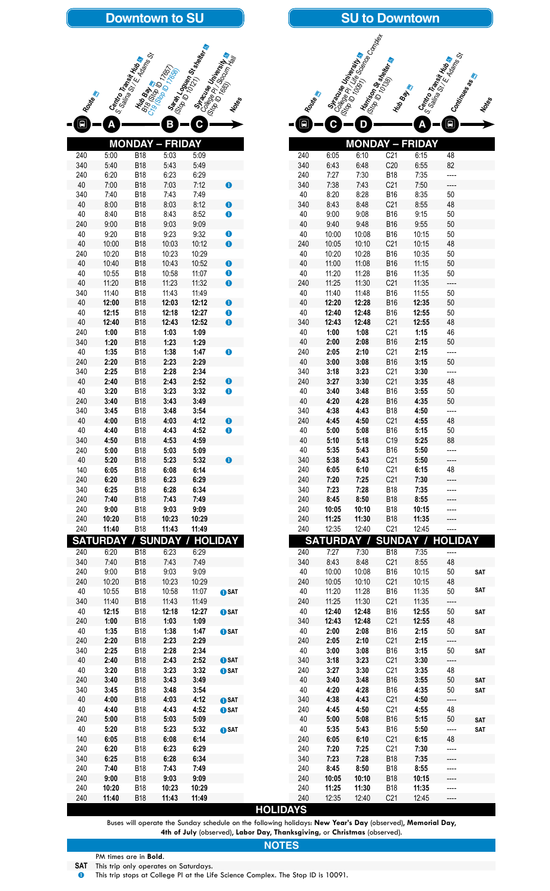## Downtown to SU

Columns: Route · A: Centro Transit Hub, S. Salina St / E. Adams St · Hub Bay: B18 (Stop ID 17657), C19 (Stop ID 17658) · B: Sarah Loguen St shelter (Stop ID 10121) · C: Syracuse University, College Pl Slocum Hall (Stop ID 1683) · Notes

### MONDAY – FRIDAY

| Route | A | Hub Bay | B | C | Notes |
|---|---|---|---|---|---|
| 240 | 5:00 | B18 | 5:03 | 5:09 | |
| 340 | 5:40 | B18 | 5:43 | 5:49 | |
| 240 | 6:20 | B18 | 6:23 | 6:29 | |
| 40 | 7:00 | B18 | 7:03 | 7:12 | ❶ |
| 340 | 7:40 | B18 | 7:43 | 7:49 | |
| 40 | 8:00 | B18 | 8:03 | 8:12 | ❶ |
| 40 | 8:40 | B18 | 8:43 | 8:52 | ❶ |
| 240 | 9:00 | B18 | 9:03 | 9:09 | |
| 40 | 9:20 | B18 | 9:23 | 9:32 | ❶ |
| 40 | 10:00 | B18 | 10:03 | 10:12 | ❶ |
| 240 | 10:20 | B18 | 10:23 | 10:29 | |
| 40 | 10:40 | B18 | 10:43 | 10:52 | ❶ |
| 40 | 10:55 | B18 | 10:58 | 11:07 | ❶ |
| 40 | 11:20 | B18 | 11:23 | 11:32 | ❶ |
| 340 | 11:40 | B18 | 11:43 | 11:49 | |
| 40 | **12:00** | B18 | **12:03** | **12:12** | ❶ |
| 40 | **12:15** | B18 | **12:18** | **12:27** | ❶ |
| 40 | **12:40** | B18 | **12:43** | **12:52** | ❶ |
| 240 | **1:00** | B18 | **1:03** | **1:09** | |
| 340 | **1:20** | B18 | **1:23** | **1:29** | |
| 40 | **1:35** | B18 | **1:38** | **1:47** | ❶ |
| 240 | **2:20** | B18 | **2:23** | **2:29** | |
| 340 | **2:25** | B18 | **2:28** | **2:34** | |
| 40 | **2:40** | B18 | **2:43** | **2:52** | ❶ |
| 40 | **3:20** | B18 | **3:23** | **3:32** | ❶ |
| 240 | **3:40** | B18 | **3:43** | **3:49** | |
| 340 | **3:45** | B18 | **3:48** | **3:54** | |
| 40 | **4:00** | B18 | **4:03** | **4:12** | ❶ |
| 40 | **4:40** | B18 | **4:43** | **4:52** | ❶ |
| 340 | **4:50** | B18 | **4:53** | **4:59** | |
| 240 | **5:00** | B18 | **5:03** | **5:09** | |
| 40 | **5:20** | B18 | **5:23** | **5:32** | ❶ |
| 140 | **6:05** | B18 | **6:08** | **6:14** | |
| 240 | **6:20** | B18 | **6:23** | **6:29** | |
| 340 | **6:25** | B18 | **6:28** | **6:34** | |
| 240 | **7:40** | B18 | **7:43** | **7:49** | |
| 240 | **9:00** | B18 | **9:03** | **9:09** | |
| 240 | **10:20** | B18 | **10:23** | **10:29** | |
| 240 | **11:40** | B18 | **11:43** | **11:49** | |

### SATURDAY / SUNDAY / HOLIDAY

| Route | A | Hub Bay | B | C | Notes |
|---|---|---|---|---|---|
| 240 | 6:20 | B18 | 6:23 | 6:29 | |
| 340 | 7:40 | B18 | 7:43 | 7:49 | |
| 240 | 9:00 | B18 | 9:03 | 9:09 | |
| 240 | 10:20 | B18 | 10:23 | 10:29 | |
| 40 | 10:55 | B18 | 10:58 | 11:07 | ❶ SAT |
| 340 | 11:40 | B18 | 11:43 | 11:49 | |
| 40 | **12:15** | B18 | **12:18** | **12:27** | ❶ SAT |
| 240 | **1:00** | B18 | **1:03** | **1:09** | |
| 40 | **1:35** | B18 | **1:38** | **1:47** | ❶ SAT |
| 240 | **2:20** | B18 | **2:23** | **2:29** | |
| 340 | **2:25** | B18 | **2:28** | **2:34** | |
| 40 | **2:40** | B18 | **2:43** | **2:52** | ❶ SAT |
| 40 | **3:20** | B18 | **3:23** | **3:32** | ❶ SAT |
| 240 | **3:40** | B18 | **3:43** | **3:49** | |
| 340 | **3:45** | B18 | **3:48** | **3:54** | |
| 40 | **4:00** | B18 | **4:03** | **4:12** | ❶ SAT |
| 40 | **4:40** | B18 | **4:43** | **4:52** | ❶ SAT |
| 240 | **5:00** | B18 | **5:03** | **5:09** | |
| 40 | **5:20** | B18 | **5:23** | **5:32** | ❶ SAT |
| 140 | **6:05** | B18 | **6:08** | **6:14** | |
| 240 | **6:20** | B18 | **6:23** | **6:29** | |
| 340 | **6:25** | B18 | **6:28** | **6:34** | |
| 240 | **7:40** | B18 | **7:43** | **7:49** | |
| 240 | **9:00** | B18 | **9:03** | **9:09** | |
| 240 | **10:20** | B18 | **10:23** | **10:29** | |
| 240 | **11:40** | B18 | **11:43** | **11:49** | |

## SU to Downtown

Columns: Route · C: Syracuse University, College Pl / Life Science Complex (Stop ID 10091) · D: Harrison St shelter (Stop ID 10138) · Hub Bay · A: Centro Transit Hub, S. Salina St / E. Adams St · Continues as · Notes

### MONDAY – FRIDAY

| Route | C | D | Hub Bay | A | Continues as | Notes |
|---|---|---|---|---|---|---|
| 240 | 6:05 | 6:10 | C21 | 6:15 | 48 | |
| 340 | 6:43 | 6:48 | C20 | 6:55 | 82 | |
| 240 | 7:27 | 7:30 | B18 | 7:35 | ---- | |
| 340 | 7:38 | 7:43 | C21 | 7:50 | ---- | |
| 40 | 8:20 | 8:28 | B16 | 8:35 | 50 | |
| 340 | 8:43 | 8:48 | C21 | 8:55 | 48 | |
| 40 | 9:00 | 9:08 | B16 | 9:15 | 50 | |
| 40 | 9:40 | 9:48 | B16 | 9:55 | 50 | |
| 40 | 10:00 | 10:08 | B16 | 10:15 | 50 | |
| 240 | 10:05 | 10:10 | C21 | 10:15 | 48 | |
| 40 | 10:20 | 10:28 | B16 | 10:35 | 50 | |
| 40 | 11:00 | 11:08 | B16 | 11:15 | 50 | |
| 40 | 11:20 | 11:28 | B16 | 11:35 | 50 | |
| 240 | 11:25 | 11:30 | C21 | 11:35 | ---- | |
| 40 | 11:40 | 11:48 | B16 | 11:55 | 50 | |
| 40 | **12:20** | **12:28** | B16 | **12:35** | 50 | |
| 40 | **12:40** | **12:48** | B16 | **12:55** | 50 | |
| 340 | **12:43** | **12:48** | C21 | **12:55** | 48 | |
| 40 | **1:00** | **1:08** | C21 | **1:15** | 46 | |
| 40 | **2:00** | **2:08** | B16 | **2:15** | 50 | |
| 240 | **2:05** | **2:10** | C21 | **2:15** | ---- | |
| 40 | **3:00** | **3:08** | B16 | **3:15** | 50 | |
| 340 | **3:18** | **3:23** | C21 | **3:30** | ---- | |
| 240 | **3:27** | **3:30** | C21 | **3:35** | 48 | |
| 40 | **3:40** | **3:48** | B16 | **3:55** | 50 | |
| 40 | **4:20** | **4:28** | B16 | **4:35** | 50 | |
| 340 | **4:38** | **4:43** | B18 | **4:50** | ---- | |
| 240 | **4:45** | **4:50** | C21 | **4:55** | 48 | |
| 40 | **5:00** | **5:08** | B16 | **5:15** | 50 | |
| 40 | **5:10** | **5:18** | C19 | **5:25** | 88 | |
| 40 | **5:35** | **5:43** | B16 | **5:50** | ---- | |
| 340 | **5:38** | **5:43** | C21 | **5:50** | ---- | |
| 240 | **6:05** | **6:10** | C21 | **6:15** | 48 | |
| 240 | **7:20** | **7:25** | C21 | **7:30** | ---- | |
| 340 | **7:23** | **7:28** | B18 | **7:35** | ---- | |
| 240 | **8:45** | **8:50** | B18 | **8:55** | ---- | |
| 240 | **10:05** | **10:10** | B18 | **10:15** | ---- | |
| 240 | **11:25** | **11:30** | B18 | **11:35** | ---- | |
| 240 | 12:35 | 12:40 | C21 | 12:45 | ---- | |

### SATURDAY / SUNDAY / HOLIDAY

| Route | C | D | Hub Bay | A | Continues as | Notes |
|---|---|---|---|---|---|---|
| 240 | 7:27 | 7:30 | B18 | 7:35 | ---- | |
| 340 | 8:43 | 8:48 | C21 | 8:55 | 48 | |
| 40 | 10:00 | 10:08 | B16 | 10:15 | 50 | SAT |
| 240 | 10:05 | 10:10 | C21 | 10:15 | 48 | |
| 40 | 11:20 | 11:28 | B16 | 11:35 | 50 | SAT |
| 240 | 11:25 | 11:30 | C21 | 11:35 | ---- | |
| 40 | **12:40** | **12:48** | B16 | **12:55** | 50 | SAT |
| 340 | **12:43** | **12:48** | C21 | **12:55** | 48 | |
| 40 | **2:00** | **2:08** | B16 | **2:15** | 50 | SAT |
| 240 | **2:05** | **2:10** | C21 | **2:15** | ---- | |
| 40 | **3:00** | **3:08** | B16 | **3:15** | 50 | SAT |
| 340 | **3:18** | **3:23** | C21 | **3:30** | ---- | |
| 240 | **3:27** | **3:30** | C21 | **3:35** | 48 | |
| 40 | **3:40** | **3:48** | B16 | **3:55** | 50 | SAT |
| 40 | **4:20** | **4:28** | B16 | **4:35** | 50 | SAT |
| 340 | **4:38** | **4:43** | C21 | **4:50** | ---- | |
| 240 | **4:45** | **4:50** | C21 | **4:55** | 48 | |
| 40 | **5:00** | **5:08** | B16 | **5:15** | 50 | SAT |
| 40 | **5:35** | **5:43** | B16 | **5:50** | ---- | SAT |
| 240 | **6:05** | **6:10** | C21 | **6:15** | 48 | |
| 240 | **7:20** | **7:25** | C21 | **7:30** | ---- | |
| 340 | **7:23** | **7:28** | B18 | **7:35** | ---- | |
| 240 | **8:45** | **8:50** | B18 | **8:55** | ---- | |
| 240 | **10:05** | **10:10** | B18 | **10:15** | ---- | |
| 240 | **11:25** | **11:30** | B18 | **11:35** | ---- | |
| 240 | 12:35 | 12:40 | C21 | 12:45 | ---- | |

## HOLIDAYS

Buses will operate the Sunday schedule on the following holidays: **New Year's Day** (observed), **Memorial Day**, **4th of July** (observed), **Labor Day**, **Thanksgiving**, or **Christmas** (observed).

## NOTES

PM times are in **Bold**.

**SAT** This trip only operates on Saturdays.

❶ This trip stops at College Pl at the Life Science Complex. The Stop ID is 10091.